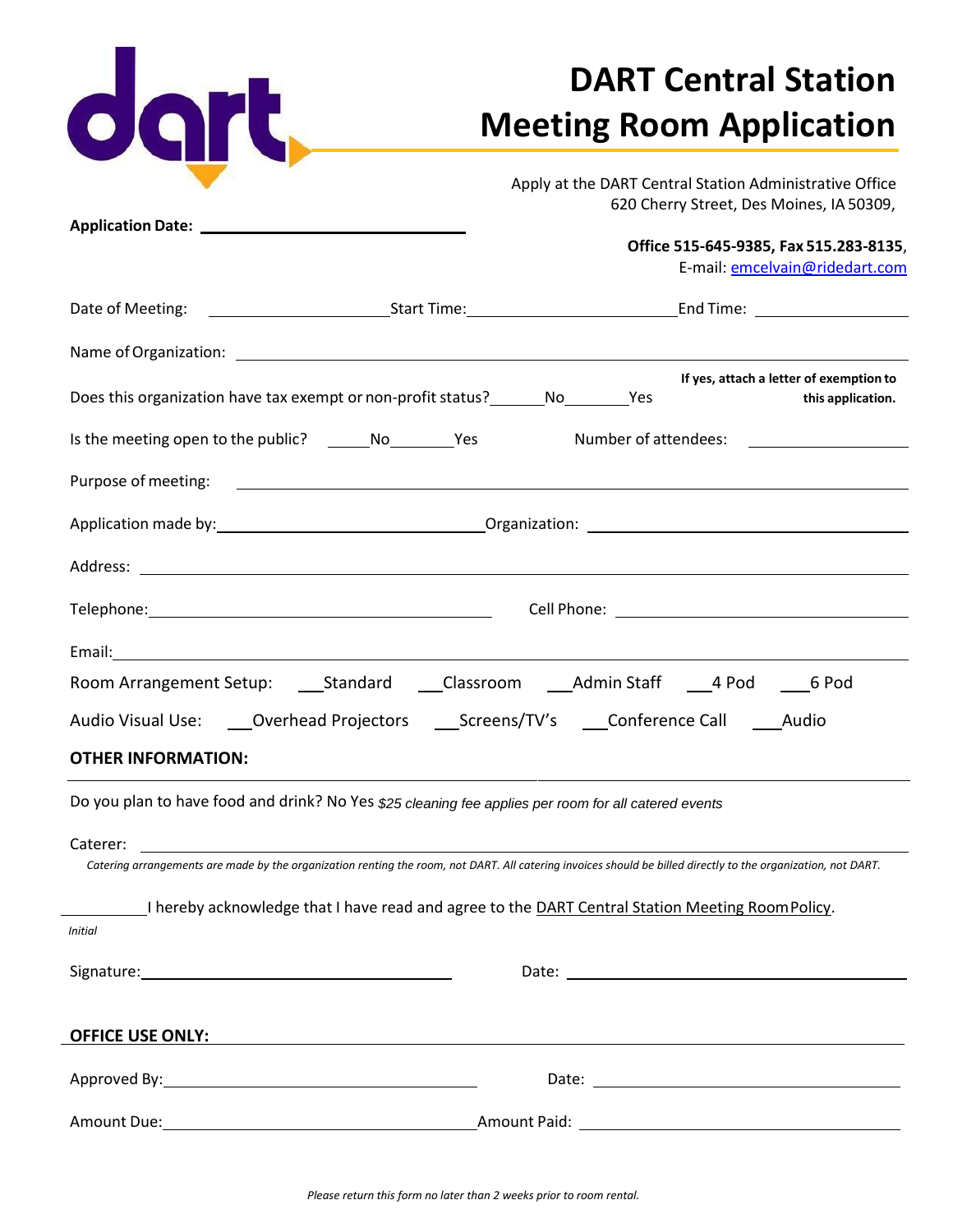# DART Central Station Meeting Room Application

Apply at the DART Central Station Administrative Office
620 Cherry Street, Des Moines, IA 50309,

**Office 515-645-9385, Fax 515.283-8135**,
E-mail: emcelvain@ridedart.com

**Application Date:** ______________________

Date of Meeting: ____________ Start Time: ____________ End Time: ____________

Name of Organization: ______________________

Does this organization have tax exempt or non-profit status? ______No ______Yes **If yes, attach a letter of exemption to this application.**

Is the meeting open to the public? ____No ______Yes Number of attendees: ____________

Purpose of meeting: ______________________

Application made by: ______________________ Organization: ______________________

Address: ______________________

Telephone: ______________________ Cell Phone: ______________________

Email: ______________________

Room Arrangement Setup: ___Standard ___Classroom ___Admin Staff ___4 Pod ___6 Pod

Audio Visual Use: ___Overhead Projectors ___Screens/TV's ___Conference Call ___Audio

**OTHER INFORMATION:**

Do you plan to have food and drink? No Yes *$25 cleaning fee applies per room for all catered events*

Caterer: ______________________

*Catering arrangements are made by the organization renting the room, not DART. All catering invoices should be billed directly to the organization, not DART.*

__________ I hereby acknowledge that I have read and agree to the DART Central Station Meeting Room Policy.

*Initial*

Signature: ______________________ Date: ______________________

**OFFICE USE ONLY:**

Approved By: ______________________ Date: ______________________

Amount Due: ______________________ Amount Paid: ______________________

*Please return this form no later than 2 weeks prior to room rental.*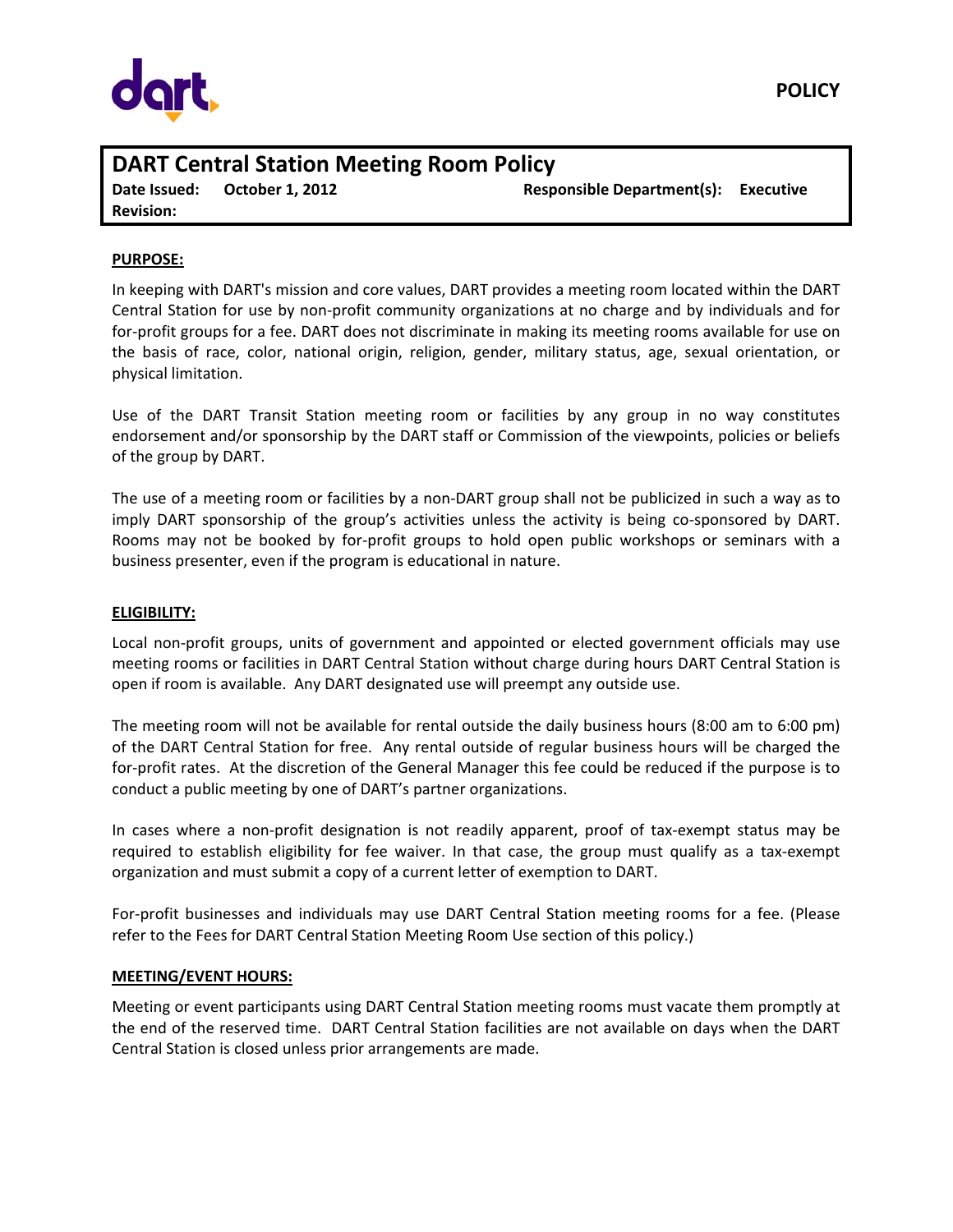**POLICY**

# DART Central Station Meeting Room Policy

**Date Issued:** **October 1, 2012** **Responsible Department(s):** **Executive**
**Revision:**

## PURPOSE:

In keeping with DART's mission and core values, DART provides a meeting room located within the DART Central Station for use by non-profit community organizations at no charge and by individuals and for for-profit groups for a fee. DART does not discriminate in making its meeting rooms available for use on the basis of race, color, national origin, religion, gender, military status, age, sexual orientation, or physical limitation.

Use of the DART Transit Station meeting room or facilities by any group in no way constitutes endorsement and/or sponsorship by the DART staff or Commission of the viewpoints, policies or beliefs of the group by DART.

The use of a meeting room or facilities by a non-DART group shall not be publicized in such a way as to imply DART sponsorship of the group's activities unless the activity is being co-sponsored by DART. Rooms may not be booked by for-profit groups to hold open public workshops or seminars with a business presenter, even if the program is educational in nature.

## ELIGIBILITY:

Local non-profit groups, units of government and appointed or elected government officials may use meeting rooms or facilities in DART Central Station without charge during hours DART Central Station is open if room is available. Any DART designated use will preempt any outside use.

The meeting room will not be available for rental outside the daily business hours (8:00 am to 6:00 pm) of the DART Central Station for free. Any rental outside of regular business hours will be charged the for-profit rates. At the discretion of the General Manager this fee could be reduced if the purpose is to conduct a public meeting by one of DART's partner organizations.

In cases where a non-profit designation is not readily apparent, proof of tax-exempt status may be required to establish eligibility for fee waiver. In that case, the group must qualify as a tax-exempt organization and must submit a copy of a current letter of exemption to DART.

For-profit businesses and individuals may use DART Central Station meeting rooms for a fee. (Please refer to the Fees for DART Central Station Meeting Room Use section of this policy.)

## MEETING/EVENT HOURS:

Meeting or event participants using DART Central Station meeting rooms must vacate them promptly at the end of the reserved time. DART Central Station facilities are not available on days when the DART Central Station is closed unless prior arrangements are made.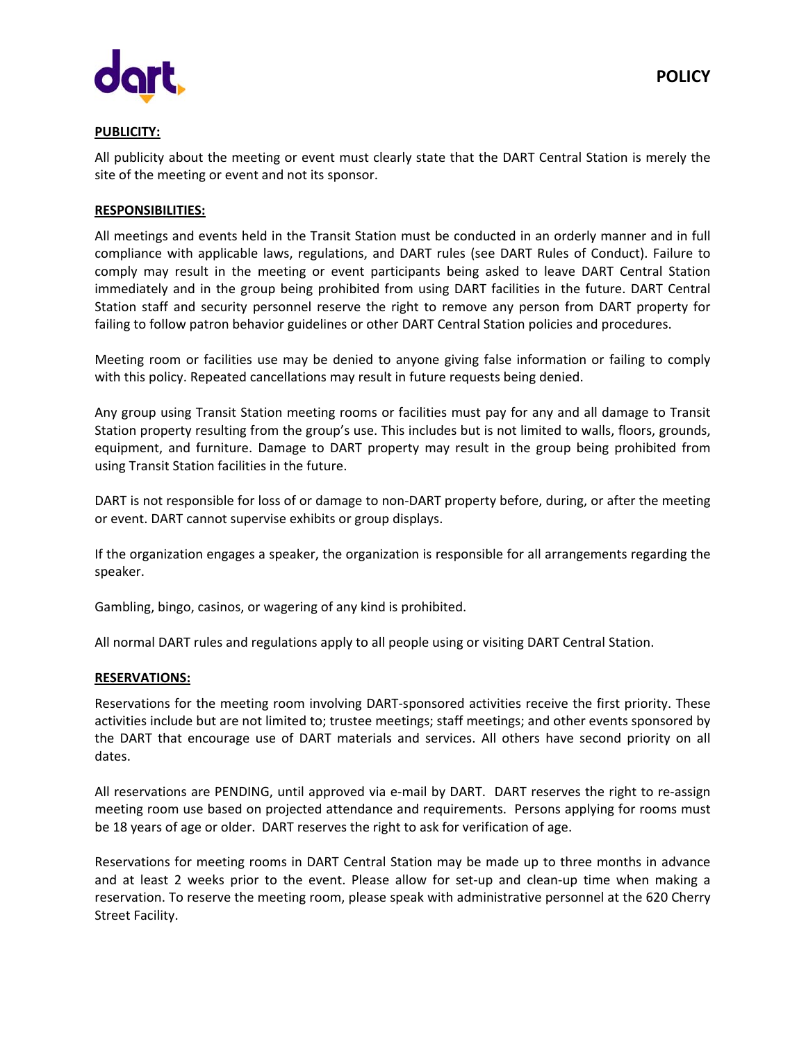**PUBLICITY:**

All publicity about the meeting or event must clearly state that the DART Central Station is merely the site of the meeting or event and not its sponsor.

**RESPONSIBILITIES:**

All meetings and events held in the Transit Station must be conducted in an orderly manner and in full compliance with applicable laws, regulations, and DART rules (see DART Rules of Conduct). Failure to comply may result in the meeting or event participants being asked to leave DART Central Station immediately and in the group being prohibited from using DART facilities in the future. DART Central Station staff and security personnel reserve the right to remove any person from DART property for failing to follow patron behavior guidelines or other DART Central Station policies and procedures.

Meeting room or facilities use may be denied to anyone giving false information or failing to comply with this policy. Repeated cancellations may result in future requests being denied.

Any group using Transit Station meeting rooms or facilities must pay for any and all damage to Transit Station property resulting from the group's use. This includes but is not limited to walls, floors, grounds, equipment, and furniture. Damage to DART property may result in the group being prohibited from using Transit Station facilities in the future.

DART is not responsible for loss of or damage to non-DART property before, during, or after the meeting or event. DART cannot supervise exhibits or group displays.

If the organization engages a speaker, the organization is responsible for all arrangements regarding the speaker.

Gambling, bingo, casinos, or wagering of any kind is prohibited.

All normal DART rules and regulations apply to all people using or visiting DART Central Station.

**RESERVATIONS:**

Reservations for the meeting room involving DART-sponsored activities receive the first priority. These activities include but are not limited to; trustee meetings; staff meetings; and other events sponsored by the DART that encourage use of DART materials and services. All others have second priority on all dates.

All reservations are PENDING, until approved via e-mail by DART. DART reserves the right to re-assign meeting room use based on projected attendance and requirements. Persons applying for rooms must be 18 years of age or older. DART reserves the right to ask for verification of age.

Reservations for meeting rooms in DART Central Station may be made up to three months in advance and at least 2 weeks prior to the event. Please allow for set-up and clean-up time when making a reservation. To reserve the meeting room, please speak with administrative personnel at the 620 Cherry Street Facility.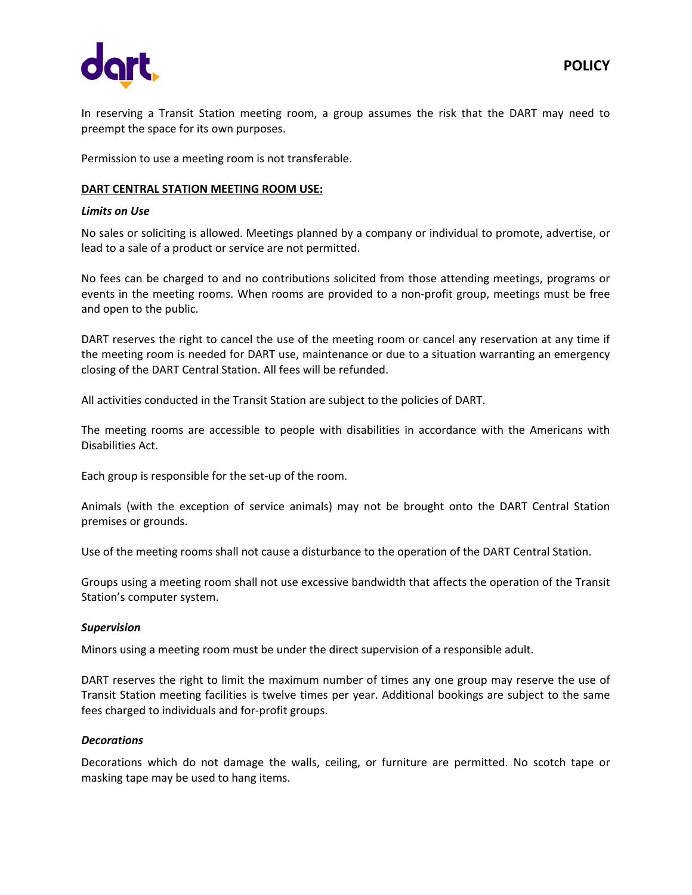In reserving a Transit Station meeting room, a group assumes the risk that the DART may need to preempt the space for its own purposes.

Permission to use a meeting room is not transferable.

**DART CENTRAL STATION MEETING ROOM USE:**

***Limits on Use***

No sales or soliciting is allowed. Meetings planned by a company or individual to promote, advertise, or lead to a sale of a product or service are not permitted.

No fees can be charged to and no contributions solicited from those attending meetings, programs or events in the meeting rooms. When rooms are provided to a non-profit group, meetings must be free and open to the public.

DART reserves the right to cancel the use of the meeting room or cancel any reservation at any time if the meeting room is needed for DART use, maintenance or due to a situation warranting an emergency closing of the DART Central Station. All fees will be refunded.

All activities conducted in the Transit Station are subject to the policies of DART.

The meeting rooms are accessible to people with disabilities in accordance with the Americans with Disabilities Act.

Each group is responsible for the set-up of the room.

Animals (with the exception of service animals) may not be brought onto the DART Central Station premises or grounds.

Use of the meeting rooms shall not cause a disturbance to the operation of the DART Central Station.

Groups using a meeting room shall not use excessive bandwidth that affects the operation of the Transit Station's computer system.

***Supervision***

Minors using a meeting room must be under the direct supervision of a responsible adult.

DART reserves the right to limit the maximum number of times any one group may reserve the use of Transit Station meeting facilities is twelve times per year. Additional bookings are subject to the same fees charged to individuals and for-profit groups.

***Decorations***

Decorations which do not damage the walls, ceiling, or furniture are permitted. No scotch tape or masking tape may be used to hang items.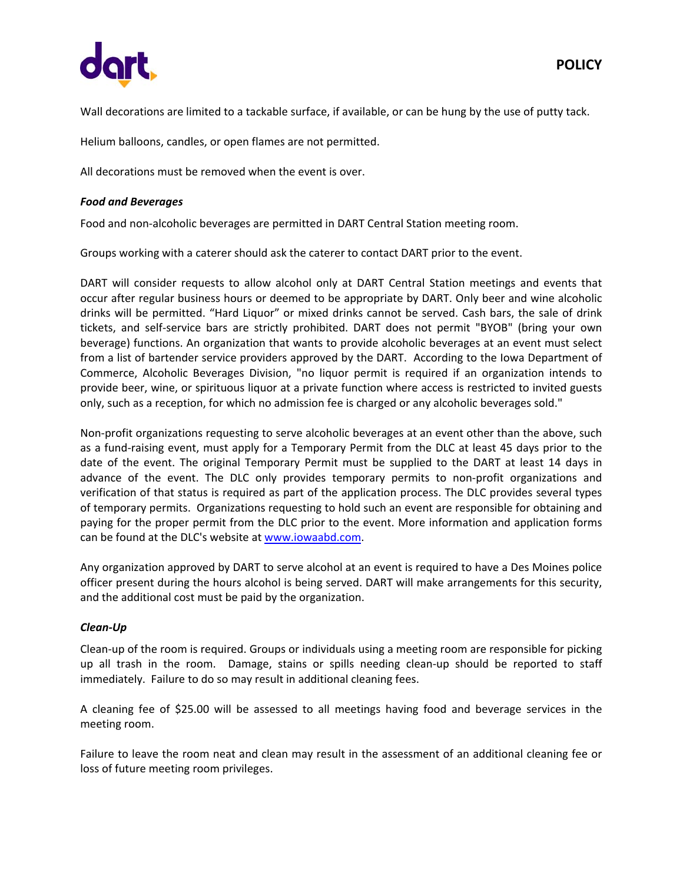Wall decorations are limited to a tackable surface, if available, or can be hung by the use of putty tack.

Helium balloons, candles, or open flames are not permitted.

All decorations must be removed when the event is over.

### *Food and Beverages*

Food and non-alcoholic beverages are permitted in DART Central Station meeting room.

Groups working with a caterer should ask the caterer to contact DART prior to the event.

DART will consider requests to allow alcohol only at DART Central Station meetings and events that occur after regular business hours or deemed to be appropriate by DART. Only beer and wine alcoholic drinks will be permitted. "Hard Liquor" or mixed drinks cannot be served. Cash bars, the sale of drink tickets, and self-service bars are strictly prohibited. DART does not permit "BYOB" (bring your own beverage) functions. An organization that wants to provide alcoholic beverages at an event must select from a list of bartender service providers approved by the DART. According to the Iowa Department of Commerce, Alcoholic Beverages Division, "no liquor permit is required if an organization intends to provide beer, wine, or spirituous liquor at a private function where access is restricted to invited guests only, such as a reception, for which no admission fee is charged or any alcoholic beverages sold."

Non-profit organizations requesting to serve alcoholic beverages at an event other than the above, such as a fund-raising event, must apply for a Temporary Permit from the DLC at least 45 days prior to the date of the event. The original Temporary Permit must be supplied to the DART at least 14 days in advance of the event. The DLC only provides temporary permits to non-profit organizations and verification of that status is required as part of the application process. The DLC provides several types of temporary permits. Organizations requesting to hold such an event are responsible for obtaining and paying for the proper permit from the DLC prior to the event. More information and application forms can be found at the DLC's website at [www.iowaabd.com](http://www.iowaabd.com).

Any organization approved by DART to serve alcohol at an event is required to have a Des Moines police officer present during the hours alcohol is being served. DART will make arrangements for this security, and the additional cost must be paid by the organization.

### *Clean-Up*

Clean-up of the room is required. Groups or individuals using a meeting room are responsible for picking up all trash in the room. Damage, stains or spills needing clean-up should be reported to staff immediately. Failure to do so may result in additional cleaning fees.

A cleaning fee of $25.00 will be assessed to all meetings having food and beverage services in the meeting room.

Failure to leave the room neat and clean may result in the assessment of an additional cleaning fee or loss of future meeting room privileges.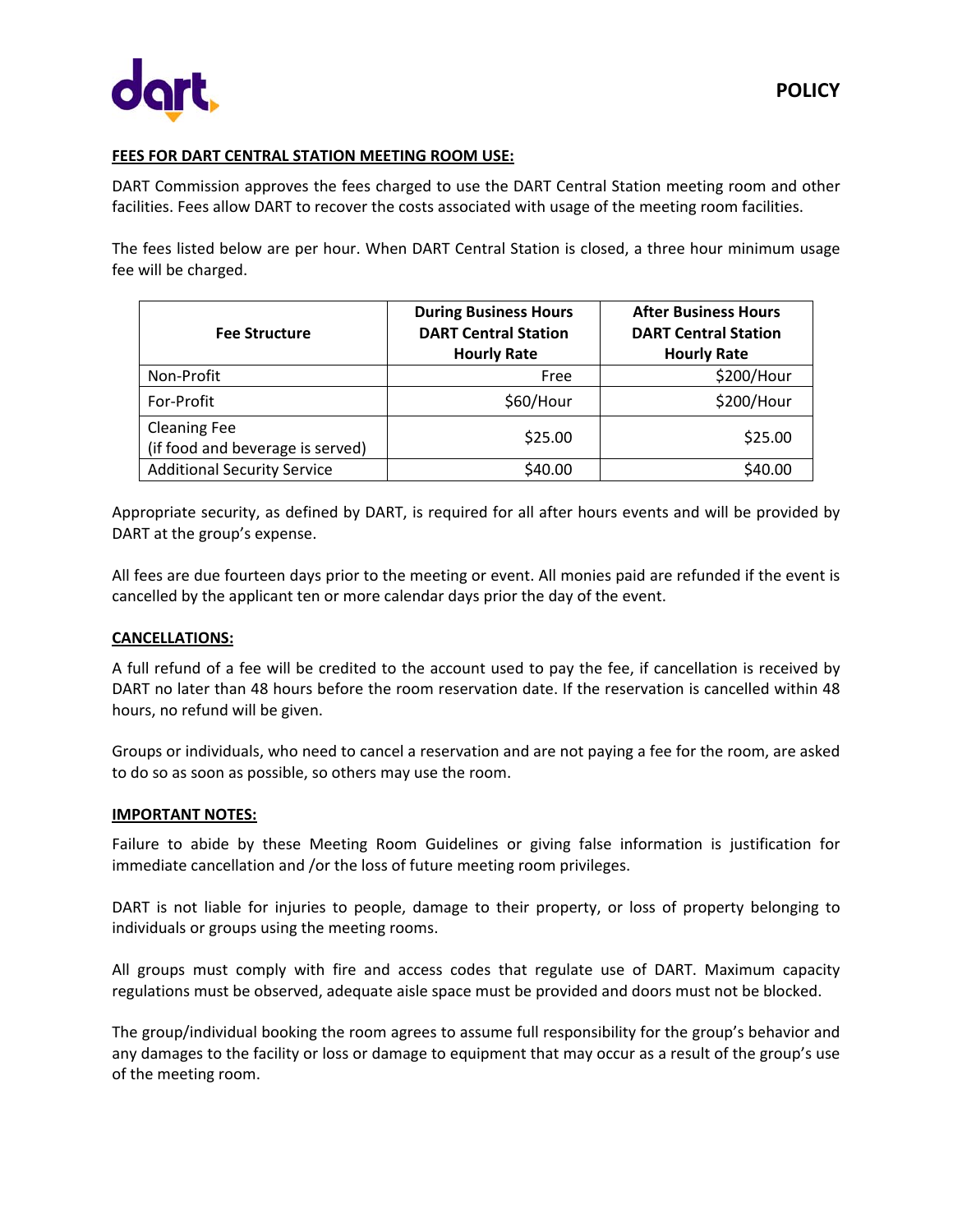**POLICY**

**FEES FOR DART CENTRAL STATION MEETING ROOM USE:**

DART Commission approves the fees charged to use the DART Central Station meeting room and other facilities. Fees allow DART to recover the costs associated with usage of the meeting room facilities.

The fees listed below are per hour. When DART Central Station is closed, a three hour minimum usage fee will be charged.

| Fee Structure | During Business Hours DART Central Station Hourly Rate | After Business Hours DART Central Station Hourly Rate |
|---|---|---|
| Non-Profit | Free | $200/Hour |
| For-Profit | $60/Hour | $200/Hour |
| Cleaning Fee (if food and beverage is served) | $25.00 | $25.00 |
| Additional Security Service | $40.00 | $40.00 |

Appropriate security, as defined by DART, is required for all after hours events and will be provided by DART at the group's expense.

All fees are due fourteen days prior to the meeting or event. All monies paid are refunded if the event is cancelled by the applicant ten or more calendar days prior the day of the event.

**CANCELLATIONS:**

A full refund of a fee will be credited to the account used to pay the fee, if cancellation is received by DART no later than 48 hours before the room reservation date. If the reservation is cancelled within 48 hours, no refund will be given.

Groups or individuals, who need to cancel a reservation and are not paying a fee for the room, are asked to do so as soon as possible, so others may use the room.

**IMPORTANT NOTES:**

Failure to abide by these Meeting Room Guidelines or giving false information is justification for immediate cancellation and /or the loss of future meeting room privileges.

DART is not liable for injuries to people, damage to their property, or loss of property belonging to individuals or groups using the meeting rooms.

All groups must comply with fire and access codes that regulate use of DART. Maximum capacity regulations must be observed, adequate aisle space must be provided and doors must not be blocked.

The group/individual booking the room agrees to assume full responsibility for the group's behavior and any damages to the facility or loss or damage to equipment that may occur as a result of the group's use of the meeting room.